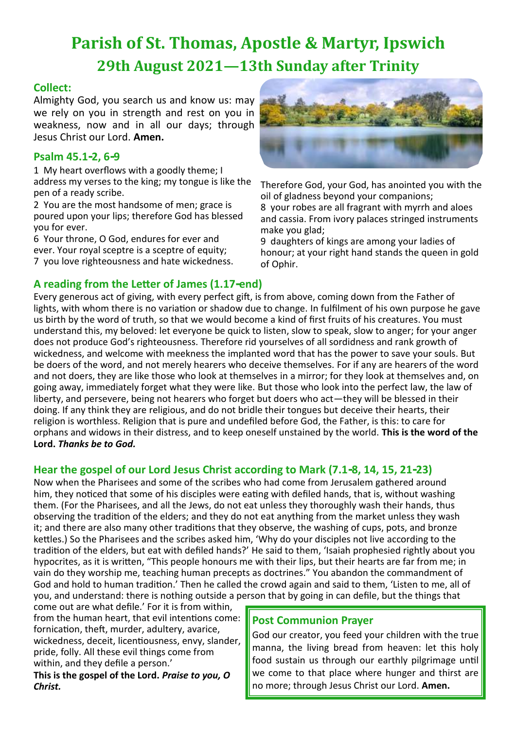# Parish of St. Thomas, Apostle & Martyr, Ipswich

## 29th August 2021—13th Sunday after Trinity

### Collect:

Almighty God, you search us and know us: may we rely on you in strength and rest on you in weakness, now and in all our days; through Jesus Christ our Lord. **Amen.**

### Psalm 45.1-2, 6-9

1 My heart overflows with a goodly theme; I address my verses to the king; my tongue is like the pen of a ready scribe.
2 You are the most handsome of men; grace is poured upon your lips; therefore God has blessed you for ever.
6 Your throne, O God, endures for ever and ever. Your royal sceptre is a sceptre of equity;
7 you love righteousness and hate wickedness. Therefore God, your God, has anointed you with the oil of gladness beyond your companions;
8 your robes are all fragrant with myrrh and aloes and cassia. From ivory palaces stringed instruments make you glad;
9 daughters of kings are among your ladies of honour; at your right hand stands the queen in gold of Ophir.

### A reading from the Letter of James (1.17-end)

Every generous act of giving, with every perfect gift, is from above, coming down from the Father of lights, with whom there is no variation or shadow due to change. In fulfilment of his own purpose he gave us birth by the word of truth, so that we would become a kind of first fruits of his creatures. You must understand this, my beloved: let everyone be quick to listen, slow to speak, slow to anger; for your anger does not produce God's righteousness. Therefore rid yourselves of all sordidness and rank growth of wickedness, and welcome with meekness the implanted word that has the power to save your souls. But be doers of the word, and not merely hearers who deceive themselves. For if any are hearers of the word and not doers, they are like those who look at themselves in a mirror; for they look at themselves and, on going away, immediately forget what they were like. But those who look into the perfect law, the law of liberty, and persevere, being not hearers who forget but doers who act—they will be blessed in their doing. If any think they are religious, and do not bridle their tongues but deceive their hearts, their religion is worthless. Religion that is pure and undefiled before God, the Father, is this: to care for orphans and widows in their distress, and to keep oneself unstained by the world. **This is the word of the Lord.** ***Thanks be to God.***

### Hear the gospel of our Lord Jesus Christ according to Mark (7.1-8, 14, 15, 21-23)

Now when the Pharisees and some of the scribes who had come from Jerusalem gathered around him, they noticed that some of his disciples were eating with defiled hands, that is, without washing them. (For the Pharisees, and all the Jews, do not eat unless they thoroughly wash their hands, thus observing the tradition of the elders; and they do not eat anything from the market unless they wash it; and there are also many other traditions that they observe, the washing of cups, pots, and bronze kettles.) So the Pharisees and the scribes asked him, 'Why do your disciples not live according to the tradition of the elders, but eat with defiled hands?' He said to them, 'Isaiah prophesied rightly about you hypocrites, as it is written, "This people honours me with their lips, but their hearts are far from me; in vain do they worship me, teaching human precepts as doctrines." You abandon the commandment of God and hold to human tradition.' Then he called the crowd again and said to them, 'Listen to me, all of you, and understand: there is nothing outside a person that by going in can defile, but the things that come out are what defile.' For it is from within, from the human heart, that evil intentions come: fornication, theft, murder, adultery, avarice, wickedness, deceit, licentiousness, envy, slander, pride, folly. All these evil things come from within, and they defile a person.'

**This is the gospel of the Lord.** ***Praise to you, O Christ.***

### Post Communion Prayer

God our creator, you feed your children with the true manna, the living bread from heaven: let this holy food sustain us through our earthly pilgrimage until we come to that place where hunger and thirst are no more; through Jesus Christ our Lord. **Amen.**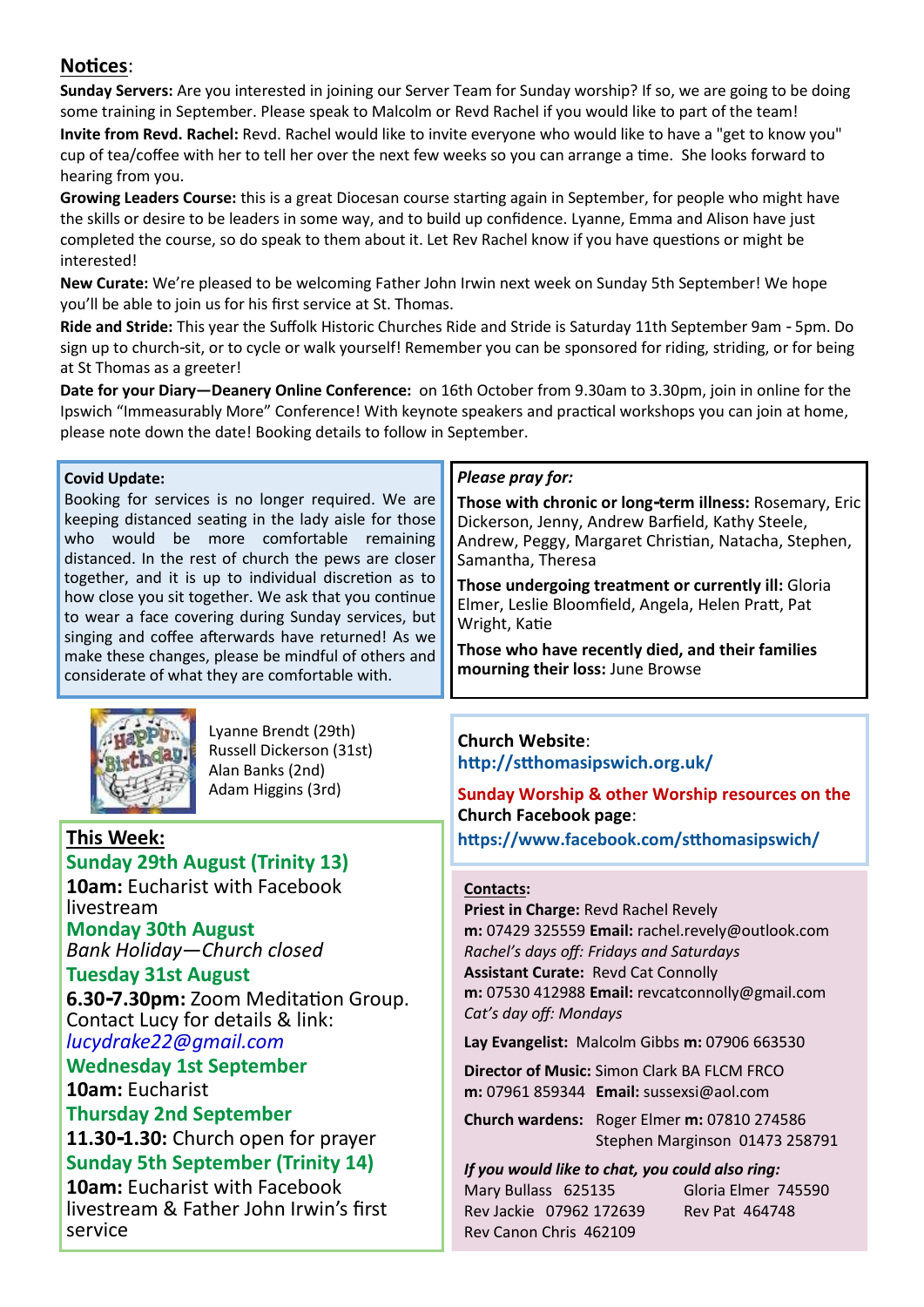## Notices:

**Sunday Servers:** Are you interested in joining our Server Team for Sunday worship? If so, we are going to be doing some training in September. Please speak to Malcolm or Revd Rachel if you would like to part of the team!

**Invite from Revd. Rachel:** Revd. Rachel would like to invite everyone who would like to have a "get to know you" cup of tea/coffee with her to tell her over the next few weeks so you can arrange a time. She looks forward to hearing from you.

**Growing Leaders Course:** this is a great Diocesan course starting again in September, for people who might have the skills or desire to be leaders in some way, and to build up confidence. Lyanne, Emma and Alison have just completed the course, so do speak to them about it. Let Rev Rachel know if you have questions or might be interested!

**New Curate:** We're pleased to be welcoming Father John Irwin next week on Sunday 5th September! We hope you'll be able to join us for his first service at St. Thomas.

**Ride and Stride:** This year the Suffolk Historic Churches Ride and Stride is Saturday 11th September 9am - 5pm. Do sign up to church-sit, or to cycle or walk yourself! Remember you can be sponsored for riding, striding, or for being at St Thomas as a greeter!

**Date for your Diary—Deanery Online Conference:** on 16th October from 9.30am to 3.30pm, join in online for the Ipswich "Immeasurably More" Conference! With keynote speakers and practical workshops you can join at home, please note down the date! Booking details to follow in September.

**Covid Update:**

Booking for services is no longer required. We are keeping distanced seating in the lady aisle for those who would be more comfortable remaining distanced. In the rest of church the pews are closer together, and it is up to individual discretion as to how close you sit together. We ask that you continue to wear a face covering during Sunday services, but singing and coffee afterwards have returned! As we make these changes, please be mindful of others and considerate of what they are comfortable with.

***Please pray for:***

**Those with chronic or long-term illness:** Rosemary, Eric Dickerson, Jenny, Andrew Barfield, Kathy Steele, Andrew, Peggy, Margaret Christian, Natacha, Stephen, Samantha, Theresa

**Those undergoing treatment or currently ill:** Gloria Elmer, Leslie Bloomfield, Angela, Helen Pratt, Pat Wright, Katie

**Those who have recently died, and their families mourning their loss:** June Browse

Lyanne Brendt (29th)
Russell Dickerson (31st)
Alan Banks (2nd)
Adam Higgins (3rd)

## This Week:

**Sunday 29th August (Trinity 13)**
**10am:** Eucharist with Facebook livestream

**Monday 30th August**
*Bank Holiday—Church closed*

**Tuesday 31st August**
**6.30-7.30pm:** Zoom Meditation Group. Contact Lucy for details & link: *lucydrake22@gmail.com*

**Wednesday 1st September**
**10am:** Eucharist

**Thursday 2nd September**
**11.30-1.30:** Church open for prayer

**Sunday 5th September (Trinity 14)**
**10am:** Eucharist with Facebook livestream & Father John Irwin's first service

**Church Website**: **http://stthomasipswich.org.uk/**

**Sunday Worship & other Worship resources on the Church Facebook page**: **https://www.facebook.com/stthomasipswich/**

**Contacts:**

**Priest in Charge:** Revd Rachel Revely
**m:** 07429 325559 **Email:** rachel.revely@outlook.com
*Rachel's days off: Fridays and Saturdays*
**Assistant Curate:** Revd Cat Connolly
**m:** 07530 412988 **Email:** revcatconnolly@gmail.com
*Cat's day off: Mondays*

**Lay Evangelist:** Malcolm Gibbs **m:** 07906 663530

**Director of Music:** Simon Clark BA FLCM FRCO
**m:** 07961 859344 **Email:** sussexsi@aol.com

**Church wardens:** Roger Elmer **m:** 07810 274586
Stephen Marginson 01473 258791

***If you would like to chat, you could also ring:***

Mary Bullass 625135
Gloria Elmer 745590
Rev Jackie 07962 172639
Rev Pat 464748
Rev Canon Chris 462109